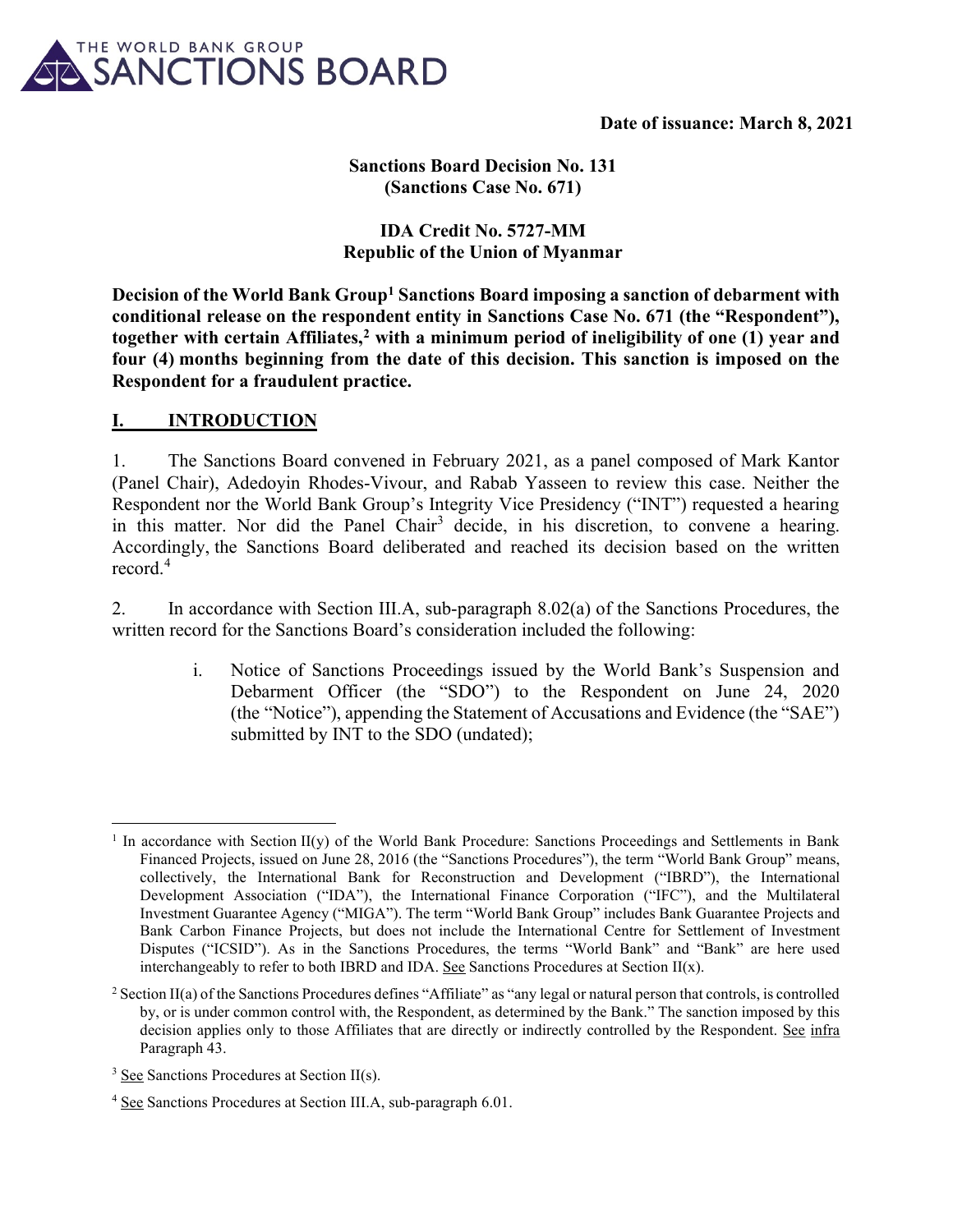THE WORLD BANK GROUP SANCTIONS BOARD

**Date of issuance: March 8, 2021**

**Sanctions Board Decision No. 131**
**(Sanctions Case No. 671)**

**IDA Credit No. 5727-MM**
**Republic of the Union of Myanmar**

**Decision of the World Bank Group[1] Sanctions Board imposing a sanction of debarment with conditional release on the respondent entity in Sanctions Case No. 671 (the "Respondent"), together with certain Affiliates,[2] with a minimum period of ineligibility of one (1) year and four (4) months beginning from the date of this decision. This sanction is imposed on the Respondent for a fraudulent practice.**

## I. INTRODUCTION

1. The Sanctions Board convened in February 2021, as a panel composed of Mark Kantor (Panel Chair), Adedoyin Rhodes-Vivour, and Rabab Yasseen to review this case. Neither the Respondent nor the World Bank Group's Integrity Vice Presidency ("INT") requested a hearing in this matter. Nor did the Panel Chair[3] decide, in his discretion, to convene a hearing. Accordingly, the Sanctions Board deliberated and reached its decision based on the written record.[4]

2. In accordance with Section III.A, sub-paragraph 8.02(a) of the Sanctions Procedures, the written record for the Sanctions Board's consideration included the following:

i. Notice of Sanctions Proceedings issued by the World Bank's Suspension and Debarment Officer (the "SDO") to the Respondent on June 24, 2020 (the "Notice"), appending the Statement of Accusations and Evidence (the "SAE") submitted by INT to the SDO (undated);

---

[1] In accordance with Section II(y) of the World Bank Procedure: Sanctions Proceedings and Settlements in Bank Financed Projects, issued on June 28, 2016 (the "Sanctions Procedures"), the term "World Bank Group" means, collectively, the International Bank for Reconstruction and Development ("IBRD"), the International Development Association ("IDA"), the International Finance Corporation ("IFC"), and the Multilateral Investment Guarantee Agency ("MIGA"). The term "World Bank Group" includes Bank Guarantee Projects and Bank Carbon Finance Projects, but does not include the International Centre for Settlement of Investment Disputes ("ICSID"). As in the Sanctions Procedures, the terms "World Bank" and "Bank" are here used interchangeably to refer to both IBRD and IDA. See Sanctions Procedures at Section II(x).

[2] Section II(a) of the Sanctions Procedures defines "Affiliate" as "any legal or natural person that controls, is controlled by, or is under common control with, the Respondent, as determined by the Bank." The sanction imposed by this decision applies only to those Affiliates that are directly or indirectly controlled by the Respondent. See infra Paragraph 43.

[3] See Sanctions Procedures at Section II(s).

[4] See Sanctions Procedures at Section III.A, sub-paragraph 6.01.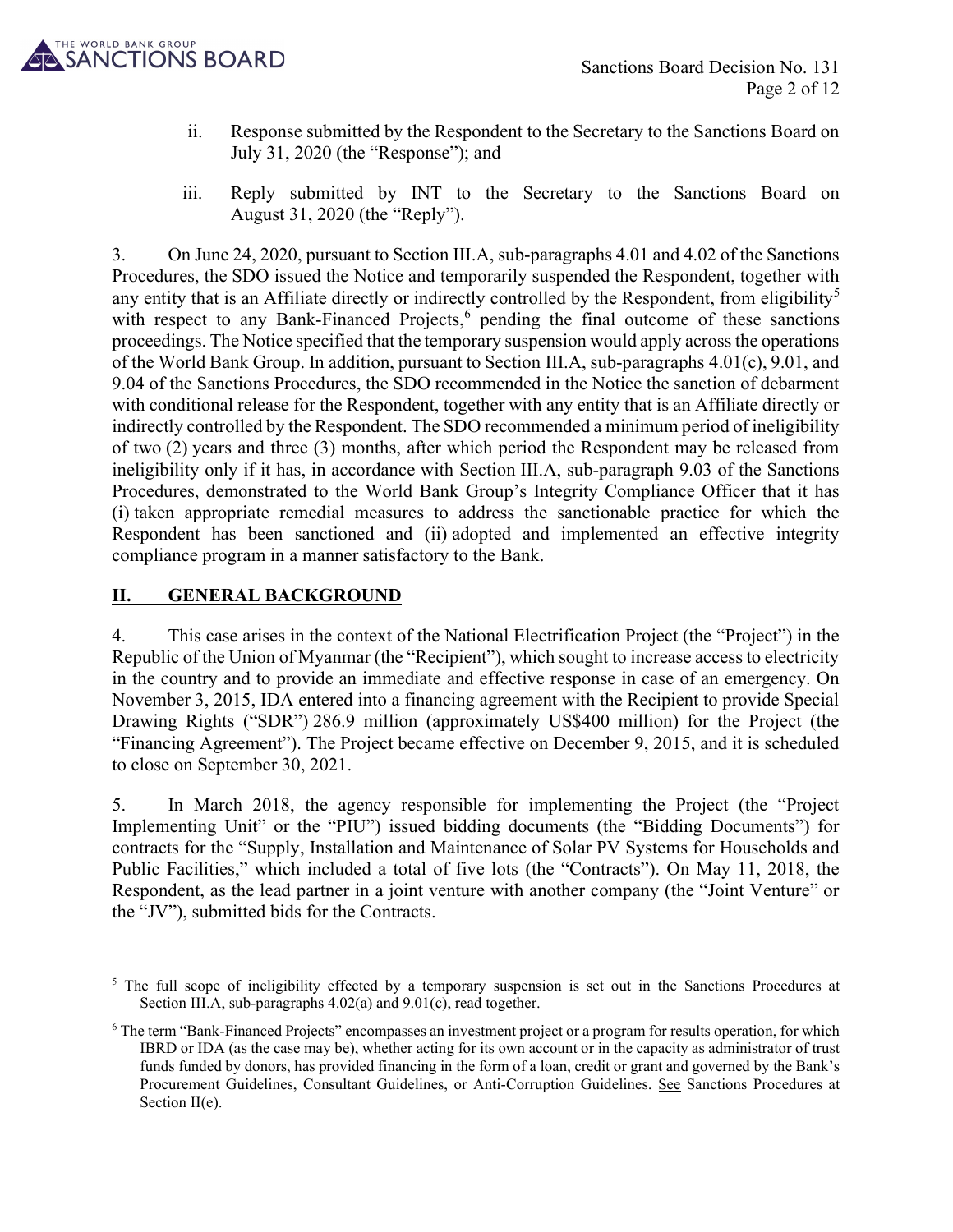ii. Response submitted by the Respondent to the Secretary to the Sanctions Board on July 31, 2020 (the "Response"); and

iii. Reply submitted by INT to the Secretary to the Sanctions Board on August 31, 2020 (the "Reply").

3. On June 24, 2020, pursuant to Section III.A, sub-paragraphs 4.01 and 4.02 of the Sanctions Procedures, the SDO issued the Notice and temporarily suspended the Respondent, together with any entity that is an Affiliate directly or indirectly controlled by the Respondent, from eligibility[5] with respect to any Bank-Financed Projects,[6] pending the final outcome of these sanctions proceedings. The Notice specified that the temporary suspension would apply across the operations of the World Bank Group. In addition, pursuant to Section III.A, sub-paragraphs 4.01(c), 9.01, and 9.04 of the Sanctions Procedures, the SDO recommended in the Notice the sanction of debarment with conditional release for the Respondent, together with any entity that is an Affiliate directly or indirectly controlled by the Respondent. The SDO recommended a minimum period of ineligibility of two (2) years and three (3) months, after which period the Respondent may be released from ineligibility only if it has, in accordance with Section III.A, sub-paragraph 9.03 of the Sanctions Procedures, demonstrated to the World Bank Group's Integrity Compliance Officer that it has (i) taken appropriate remedial measures to address the sanctionable practice for which the Respondent has been sanctioned and (ii) adopted and implemented an effective integrity compliance program in a manner satisfactory to the Bank.

## II. GENERAL BACKGROUND

4. This case arises in the context of the National Electrification Project (the "Project") in the Republic of the Union of Myanmar (the "Recipient"), which sought to increase access to electricity in the country and to provide an immediate and effective response in case of an emergency. On November 3, 2015, IDA entered into a financing agreement with the Recipient to provide Special Drawing Rights ("SDR") 286.9 million (approximately US$400 million) for the Project (the "Financing Agreement"). The Project became effective on December 9, 2015, and it is scheduled to close on September 30, 2021.

5. In March 2018, the agency responsible for implementing the Project (the "Project Implementing Unit" or the "PIU") issued bidding documents (the "Bidding Documents") for contracts for the "Supply, Installation and Maintenance of Solar PV Systems for Households and Public Facilities," which included a total of five lots (the "Contracts"). On May 11, 2018, the Respondent, as the lead partner in a joint venture with another company (the "Joint Venture" or the "JV"), submitted bids for the Contracts.

---

[5] The full scope of ineligibility effected by a temporary suspension is set out in the Sanctions Procedures at Section III.A, sub-paragraphs 4.02(a) and 9.01(c), read together.

[6] The term "Bank-Financed Projects" encompasses an investment project or a program for results operation, for which IBRD or IDA (as the case may be), whether acting for its own account or in the capacity as administrator of trust funds funded by donors, has provided financing in the form of a loan, credit or grant and governed by the Bank's Procurement Guidelines, Consultant Guidelines, or Anti-Corruption Guidelines. See Sanctions Procedures at Section II(e).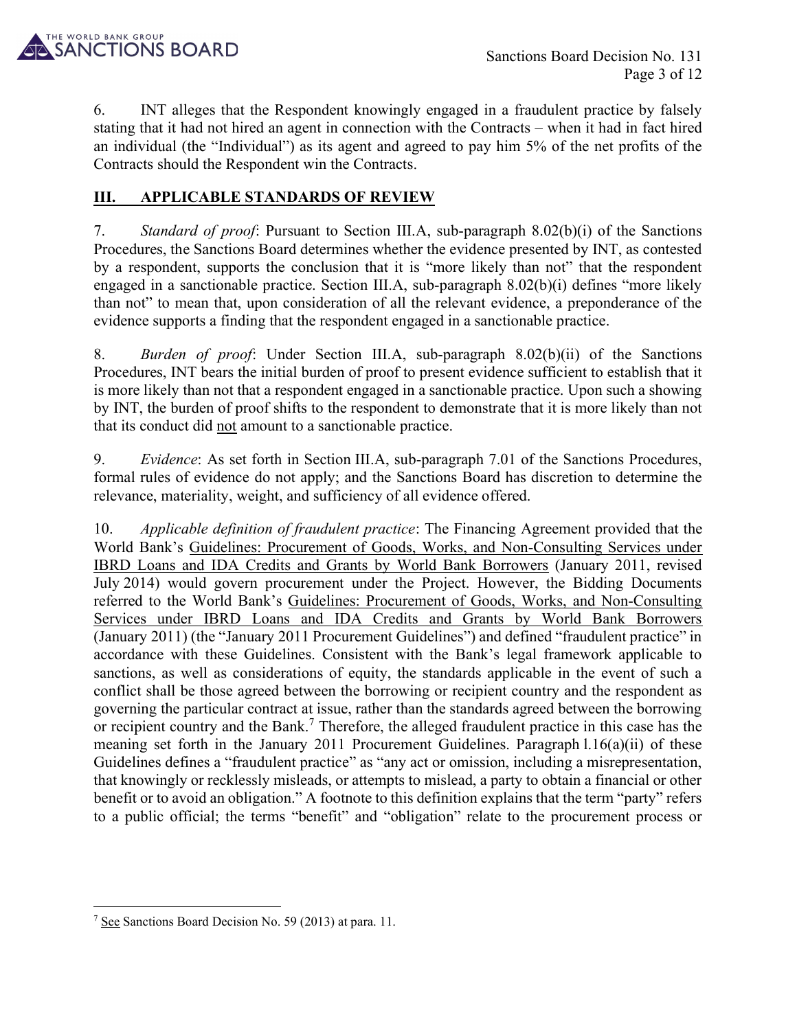6. INT alleges that the Respondent knowingly engaged in a fraudulent practice by falsely stating that it had not hired an agent in connection with the Contracts – when it had in fact hired an individual (the "Individual") as its agent and agreed to pay him 5% of the net profits of the Contracts should the Respondent win the Contracts.

## III. APPLICABLE STANDARDS OF REVIEW

7. *Standard of proof*: Pursuant to Section III.A, sub-paragraph 8.02(b)(i) of the Sanctions Procedures, the Sanctions Board determines whether the evidence presented by INT, as contested by a respondent, supports the conclusion that it is "more likely than not" that the respondent engaged in a sanctionable practice. Section III.A, sub-paragraph 8.02(b)(i) defines "more likely than not" to mean that, upon consideration of all the relevant evidence, a preponderance of the evidence supports a finding that the respondent engaged in a sanctionable practice.

8. *Burden of proof*: Under Section III.A, sub-paragraph 8.02(b)(ii) of the Sanctions Procedures, INT bears the initial burden of proof to present evidence sufficient to establish that it is more likely than not that a respondent engaged in a sanctionable practice. Upon such a showing by INT, the burden of proof shifts to the respondent to demonstrate that it is more likely than not that its conduct did not amount to a sanctionable practice.

9. *Evidence*: As set forth in Section III.A, sub-paragraph 7.01 of the Sanctions Procedures, formal rules of evidence do not apply; and the Sanctions Board has discretion to determine the relevance, materiality, weight, and sufficiency of all evidence offered.

10. *Applicable definition of fraudulent practice*: The Financing Agreement provided that the World Bank's Guidelines: Procurement of Goods, Works, and Non-Consulting Services under IBRD Loans and IDA Credits and Grants by World Bank Borrowers (January 2011, revised July 2014) would govern procurement under the Project. However, the Bidding Documents referred to the World Bank's Guidelines: Procurement of Goods, Works, and Non-Consulting Services under IBRD Loans and IDA Credits and Grants by World Bank Borrowers (January 2011) (the "January 2011 Procurement Guidelines") and defined "fraudulent practice" in accordance with these Guidelines. Consistent with the Bank's legal framework applicable to sanctions, as well as considerations of equity, the standards applicable in the event of such a conflict shall be those agreed between the borrowing or recipient country and the respondent as governing the particular contract at issue, rather than the standards agreed between the borrowing or recipient country and the Bank.[7] Therefore, the alleged fraudulent practice in this case has the meaning set forth in the January 2011 Procurement Guidelines. Paragraph 1.16(a)(ii) of these Guidelines defines a "fraudulent practice" as "any act or omission, including a misrepresentation, that knowingly or recklessly misleads, or attempts to mislead, a party to obtain a financial or other benefit or to avoid an obligation." A footnote to this definition explains that the term "party" refers to a public official; the terms "benefit" and "obligation" relate to the procurement process or

[7] See Sanctions Board Decision No. 59 (2013) at para. 11.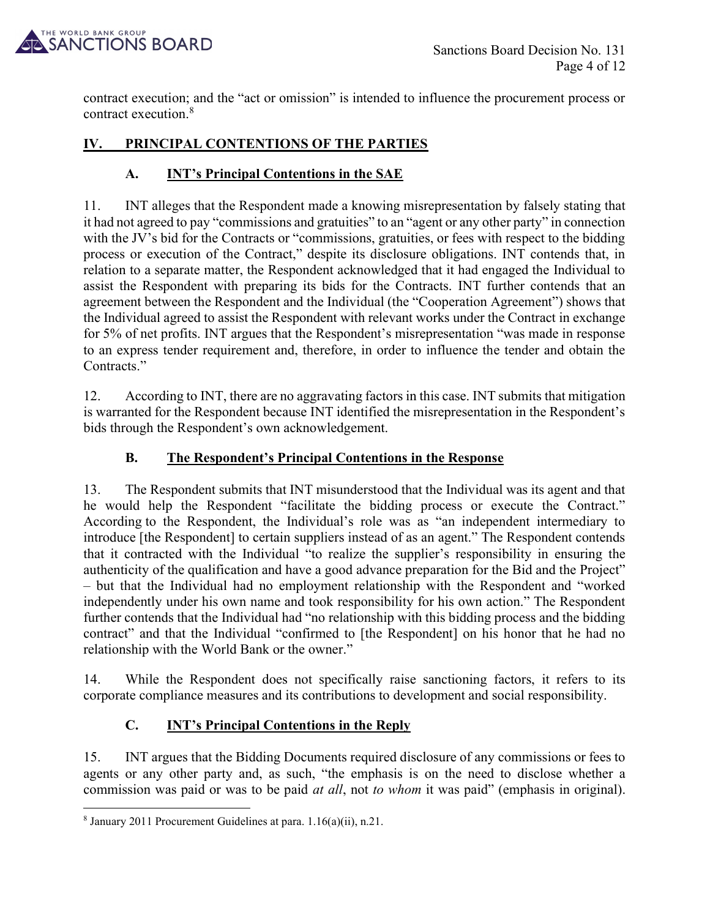contract execution; and the "act or omission" is intended to influence the procurement process or contract execution.[8]

## IV. PRINCIPAL CONTENTIONS OF THE PARTIES

### A. INT's Principal Contentions in the SAE

11. INT alleges that the Respondent made a knowing misrepresentation by falsely stating that it had not agreed to pay "commissions and gratuities" to an "agent or any other party" in connection with the JV's bid for the Contracts or "commissions, gratuities, or fees with respect to the bidding process or execution of the Contract," despite its disclosure obligations. INT contends that, in relation to a separate matter, the Respondent acknowledged that it had engaged the Individual to assist the Respondent with preparing its bids for the Contracts. INT further contends that an agreement between the Respondent and the Individual (the "Cooperation Agreement") shows that the Individual agreed to assist the Respondent with relevant works under the Contract in exchange for 5% of net profits. INT argues that the Respondent's misrepresentation "was made in response to an express tender requirement and, therefore, in order to influence the tender and obtain the Contracts."

12. According to INT, there are no aggravating factors in this case. INT submits that mitigation is warranted for the Respondent because INT identified the misrepresentation in the Respondent's bids through the Respondent's own acknowledgement.

### B. The Respondent's Principal Contentions in the Response

13. The Respondent submits that INT misunderstood that the Individual was its agent and that he would help the Respondent "facilitate the bidding process or execute the Contract." According to the Respondent, the Individual's role was as "an independent intermediary to introduce [the Respondent] to certain suppliers instead of as an agent." The Respondent contends that it contracted with the Individual "to realize the supplier's responsibility in ensuring the authenticity of the qualification and have a good advance preparation for the Bid and the Project" – but that the Individual had no employment relationship with the Respondent and "worked independently under his own name and took responsibility for his own action." The Respondent further contends that the Individual had "no relationship with this bidding process and the bidding contract" and that the Individual "confirmed to [the Respondent] on his honor that he had no relationship with the World Bank or the owner."

14. While the Respondent does not specifically raise sanctioning factors, it refers to its corporate compliance measures and its contributions to development and social responsibility.

### C. INT's Principal Contentions in the Reply

15. INT argues that the Bidding Documents required disclosure of any commissions or fees to agents or any other party and, as such, "the emphasis is on the need to disclose whether a commission was paid or was to be paid *at all*, not *to whom* it was paid" (emphasis in original).

---

[8] January 2011 Procurement Guidelines at para. 1.16(a)(ii), n.21.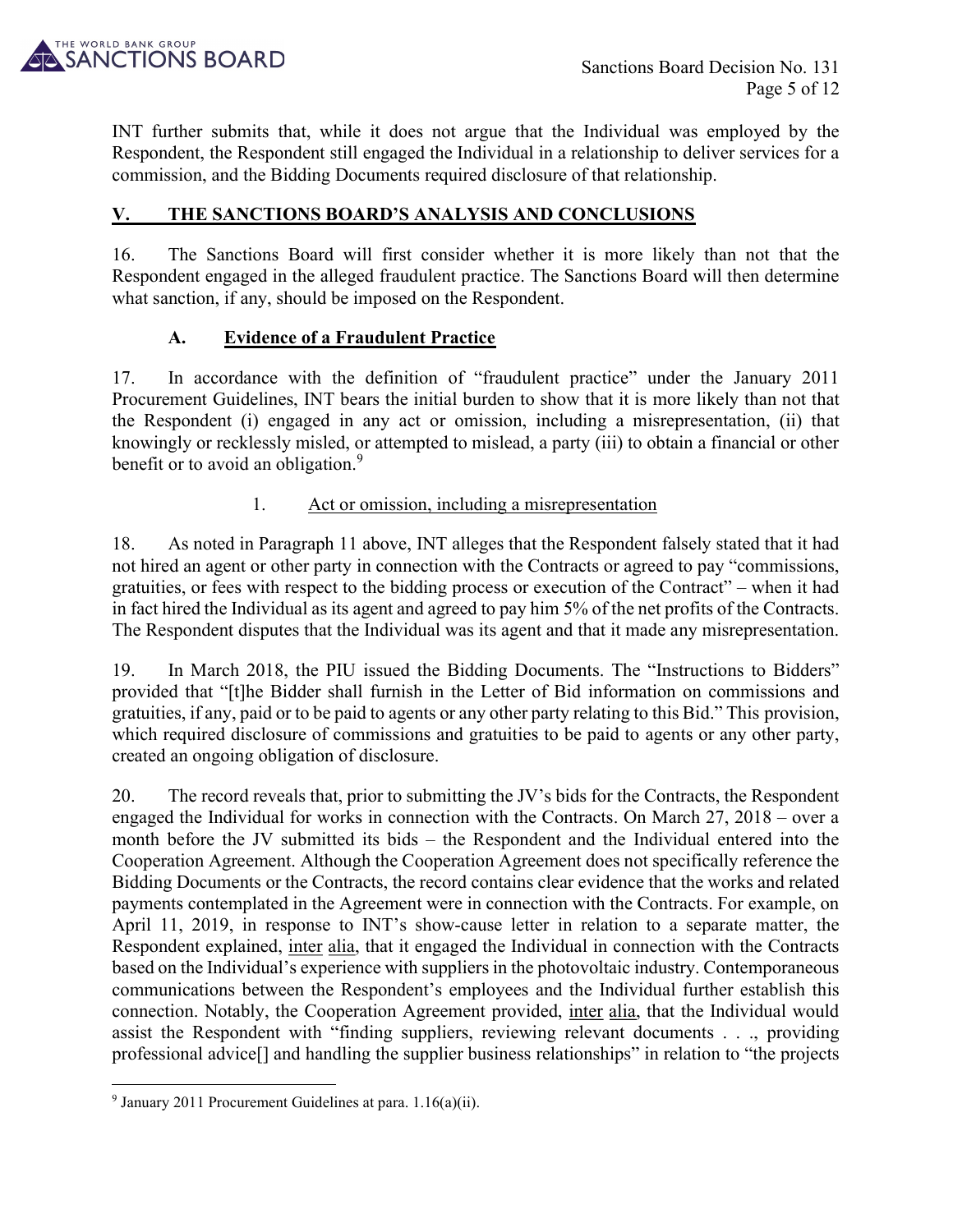INT further submits that, while it does not argue that the Individual was employed by the Respondent, the Respondent still engaged the Individual in a relationship to deliver services for a commission, and the Bidding Documents required disclosure of that relationship.

## V. THE SANCTIONS BOARD'S ANALYSIS AND CONCLUSIONS

16. The Sanctions Board will first consider whether it is more likely than not that the Respondent engaged in the alleged fraudulent practice. The Sanctions Board will then determine what sanction, if any, should be imposed on the Respondent.

### A. Evidence of a Fraudulent Practice

17. In accordance with the definition of "fraudulent practice" under the January 2011 Procurement Guidelines, INT bears the initial burden to show that it is more likely than not that the Respondent (i) engaged in any act or omission, including a misrepresentation, (ii) that knowingly or recklessly misled, or attempted to mislead, a party (iii) to obtain a financial or other benefit or to avoid an obligation.[9]

#### 1. Act or omission, including a misrepresentation

18. As noted in Paragraph 11 above, INT alleges that the Respondent falsely stated that it had not hired an agent or other party in connection with the Contracts or agreed to pay "commissions, gratuities, or fees with respect to the bidding process or execution of the Contract" – when it had in fact hired the Individual as its agent and agreed to pay him 5% of the net profits of the Contracts. The Respondent disputes that the Individual was its agent and that it made any misrepresentation.

19. In March 2018, the PIU issued the Bidding Documents. The "Instructions to Bidders" provided that "[t]he Bidder shall furnish in the Letter of Bid information on commissions and gratuities, if any, paid or to be paid to agents or any other party relating to this Bid." This provision, which required disclosure of commissions and gratuities to be paid to agents or any other party, created an ongoing obligation of disclosure.

20. The record reveals that, prior to submitting the JV's bids for the Contracts, the Respondent engaged the Individual for works in connection with the Contracts. On March 27, 2018 – over a month before the JV submitted its bids – the Respondent and the Individual entered into the Cooperation Agreement. Although the Cooperation Agreement does not specifically reference the Bidding Documents or the Contracts, the record contains clear evidence that the works and related payments contemplated in the Agreement were in connection with the Contracts. For example, on April 11, 2019, in response to INT's show-cause letter in relation to a separate matter, the Respondent explained, inter alia, that it engaged the Individual in connection with the Contracts based on the Individual's experience with suppliers in the photovoltaic industry. Contemporaneous communications between the Respondent's employees and the Individual further establish this connection. Notably, the Cooperation Agreement provided, inter alia, that the Individual would assist the Respondent with "finding suppliers, reviewing relevant documents . . ., providing professional advice[] and handling the supplier business relationships" in relation to "the projects

---

[9] January 2011 Procurement Guidelines at para. 1.16(a)(ii).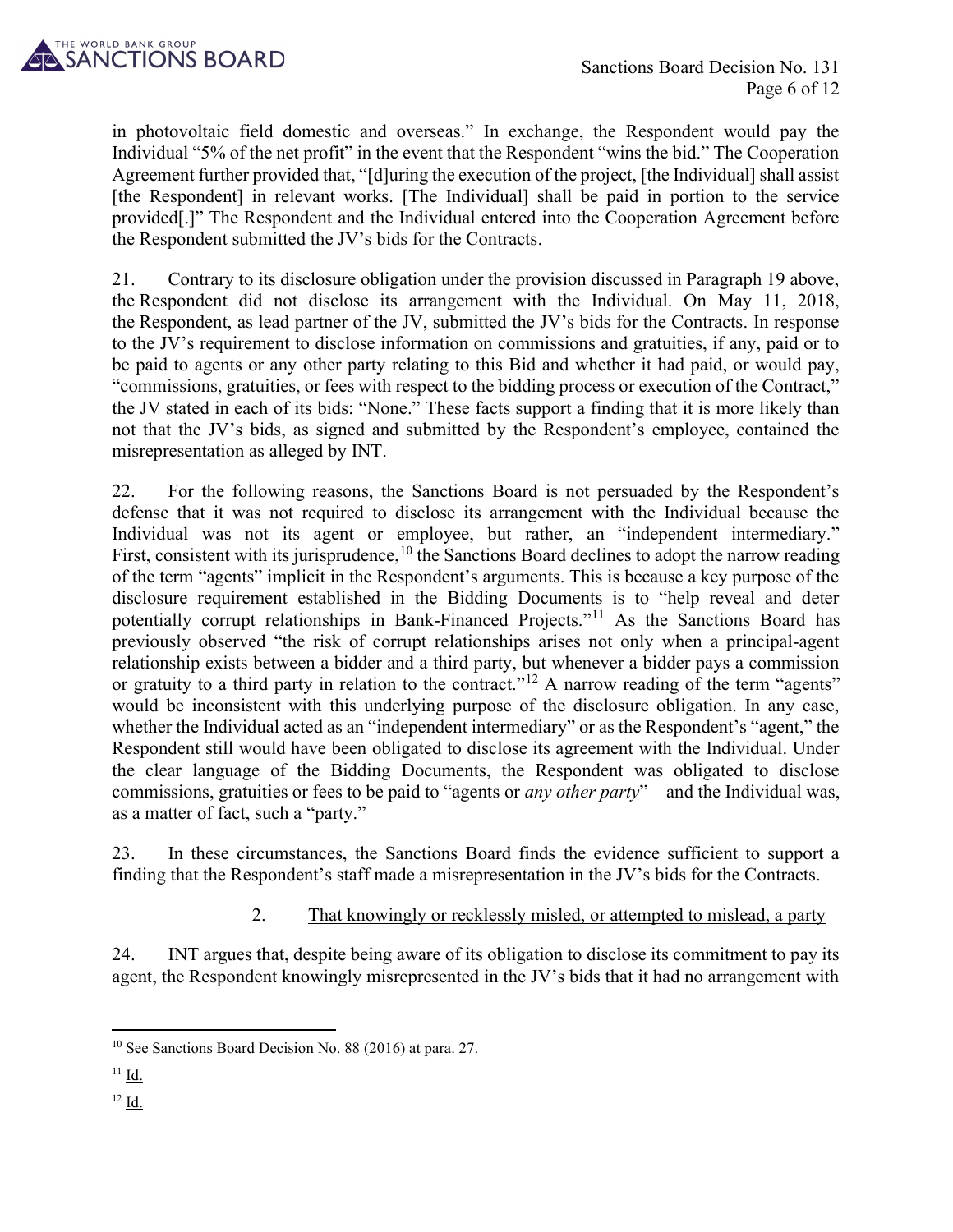in photovoltaic field domestic and overseas." In exchange, the Respondent would pay the Individual "5% of the net profit" in the event that the Respondent "wins the bid." The Cooperation Agreement further provided that, "[d]uring the execution of the project, [the Individual] shall assist [the Respondent] in relevant works. [The Individual] shall be paid in portion to the service provided[.]" The Respondent and the Individual entered into the Cooperation Agreement before the Respondent submitted the JV's bids for the Contracts.

21. Contrary to its disclosure obligation under the provision discussed in Paragraph 19 above, the Respondent did not disclose its arrangement with the Individual. On May 11, 2018, the Respondent, as lead partner of the JV, submitted the JV's bids for the Contracts. In response to the JV's requirement to disclose information on commissions and gratuities, if any, paid or to be paid to agents or any other party relating to this Bid and whether it had paid, or would pay, "commissions, gratuities, or fees with respect to the bidding process or execution of the Contract," the JV stated in each of its bids: "None." These facts support a finding that it is more likely than not that the JV's bids, as signed and submitted by the Respondent's employee, contained the misrepresentation as alleged by INT.

22. For the following reasons, the Sanctions Board is not persuaded by the Respondent's defense that it was not required to disclose its arrangement with the Individual because the Individual was not its agent or employee, but rather, an "independent intermediary." First, consistent with its jurisprudence,[10] the Sanctions Board declines to adopt the narrow reading of the term "agents" implicit in the Respondent's arguments. This is because a key purpose of the disclosure requirement established in the Bidding Documents is to "help reveal and deter potentially corrupt relationships in Bank-Financed Projects."[11] As the Sanctions Board has previously observed "the risk of corrupt relationships arises not only when a principal-agent relationship exists between a bidder and a third party, but whenever a bidder pays a commission or gratuity to a third party in relation to the contract."[12] A narrow reading of the term "agents" would be inconsistent with this underlying purpose of the disclosure obligation. In any case, whether the Individual acted as an "independent intermediary" or as the Respondent's "agent," the Respondent still would have been obligated to disclose its agreement with the Individual. Under the clear language of the Bidding Documents, the Respondent was obligated to disclose commissions, gratuities or fees to be paid to "agents or *any other party*" – and the Individual was, as a matter of fact, such a "party."

23. In these circumstances, the Sanctions Board finds the evidence sufficient to support a finding that the Respondent's staff made a misrepresentation in the JV's bids for the Contracts.

### 2. That knowingly or recklessly misled, or attempted to mislead, a party

24. INT argues that, despite being aware of its obligation to disclose its commitment to pay its agent, the Respondent knowingly misrepresented in the JV's bids that it had no arrangement with

---

[10] See Sanctions Board Decision No. 88 (2016) at para. 27.

[11] Id.

[12] Id.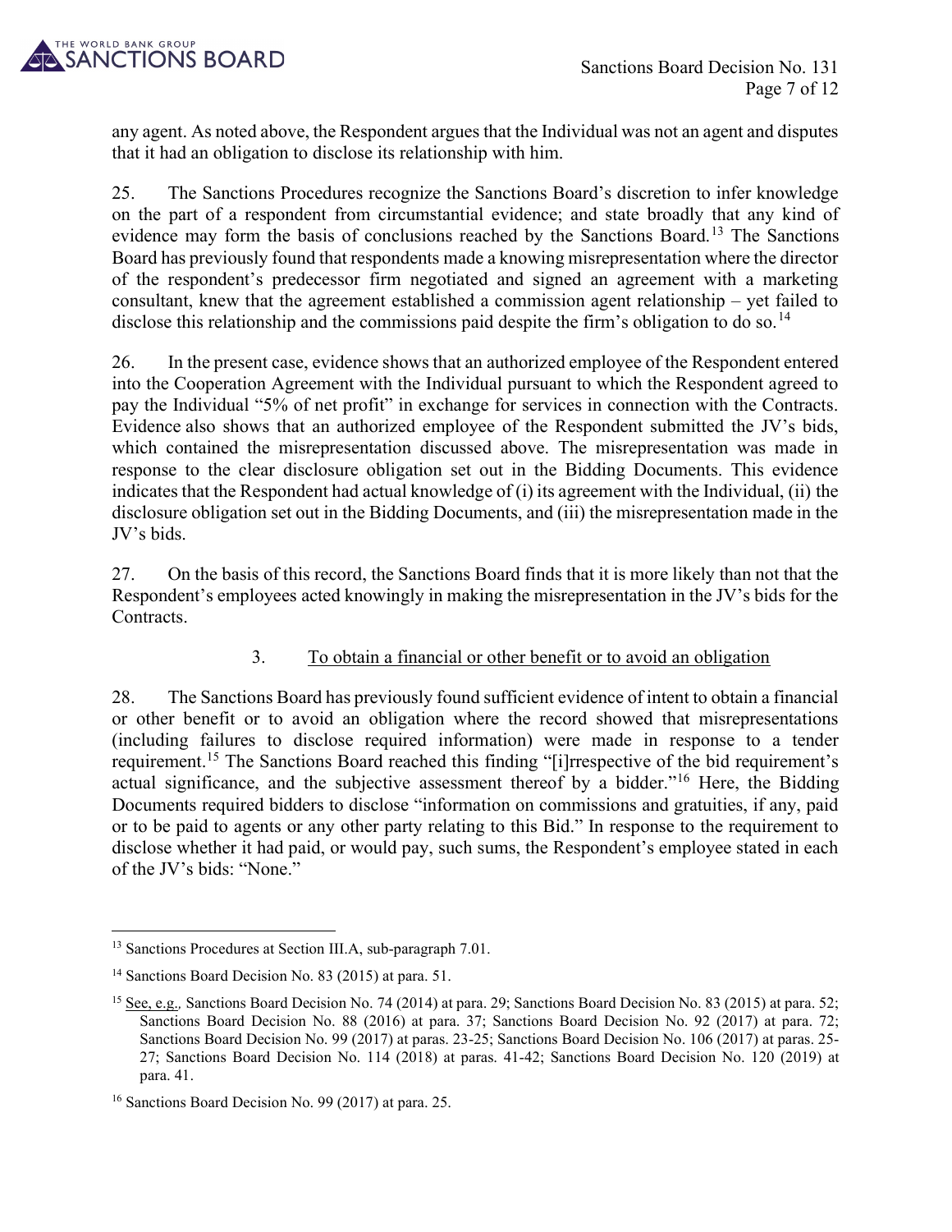any agent. As noted above, the Respondent argues that the Individual was not an agent and disputes that it had an obligation to disclose its relationship with him.

25. The Sanctions Procedures recognize the Sanctions Board's discretion to infer knowledge on the part of a respondent from circumstantial evidence; and state broadly that any kind of evidence may form the basis of conclusions reached by the Sanctions Board.[13] The Sanctions Board has previously found that respondents made a knowing misrepresentation where the director of the respondent's predecessor firm negotiated and signed an agreement with a marketing consultant, knew that the agreement established a commission agent relationship – yet failed to disclose this relationship and the commissions paid despite the firm's obligation to do so.[14]

26. In the present case, evidence shows that an authorized employee of the Respondent entered into the Cooperation Agreement with the Individual pursuant to which the Respondent agreed to pay the Individual "5% of net profit" in exchange for services in connection with the Contracts. Evidence also shows that an authorized employee of the Respondent submitted the JV's bids, which contained the misrepresentation discussed above. The misrepresentation was made in response to the clear disclosure obligation set out in the Bidding Documents. This evidence indicates that the Respondent had actual knowledge of (i) its agreement with the Individual, (ii) the disclosure obligation set out in the Bidding Documents, and (iii) the misrepresentation made in the JV's bids.

27. On the basis of this record, the Sanctions Board finds that it is more likely than not that the Respondent's employees acted knowingly in making the misrepresentation in the JV's bids for the Contracts.

### 3. To obtain a financial or other benefit or to avoid an obligation

28. The Sanctions Board has previously found sufficient evidence of intent to obtain a financial or other benefit or to avoid an obligation where the record showed that misrepresentations (including failures to disclose required information) were made in response to a tender requirement.[15] The Sanctions Board reached this finding "[i]rrespective of the bid requirement's actual significance, and the subjective assessment thereof by a bidder."[16] Here, the Bidding Documents required bidders to disclose "information on commissions and gratuities, if any, paid or to be paid to agents or any other party relating to this Bid." In response to the requirement to disclose whether it had paid, or would pay, such sums, the Respondent's employee stated in each of the JV's bids: "None."

---

[13] Sanctions Procedures at Section III.A, sub-paragraph 7.01.

[14] Sanctions Board Decision No. 83 (2015) at para. 51.

[15] See, e.g., Sanctions Board Decision No. 74 (2014) at para. 29; Sanctions Board Decision No. 83 (2015) at para. 52; Sanctions Board Decision No. 88 (2016) at para. 37; Sanctions Board Decision No. 92 (2017) at para. 72; Sanctions Board Decision No. 99 (2017) at paras. 23-25; Sanctions Board Decision No. 106 (2017) at paras. 25-27; Sanctions Board Decision No. 114 (2018) at paras. 41-42; Sanctions Board Decision No. 120 (2019) at para. 41.

[16] Sanctions Board Decision No. 99 (2017) at para. 25.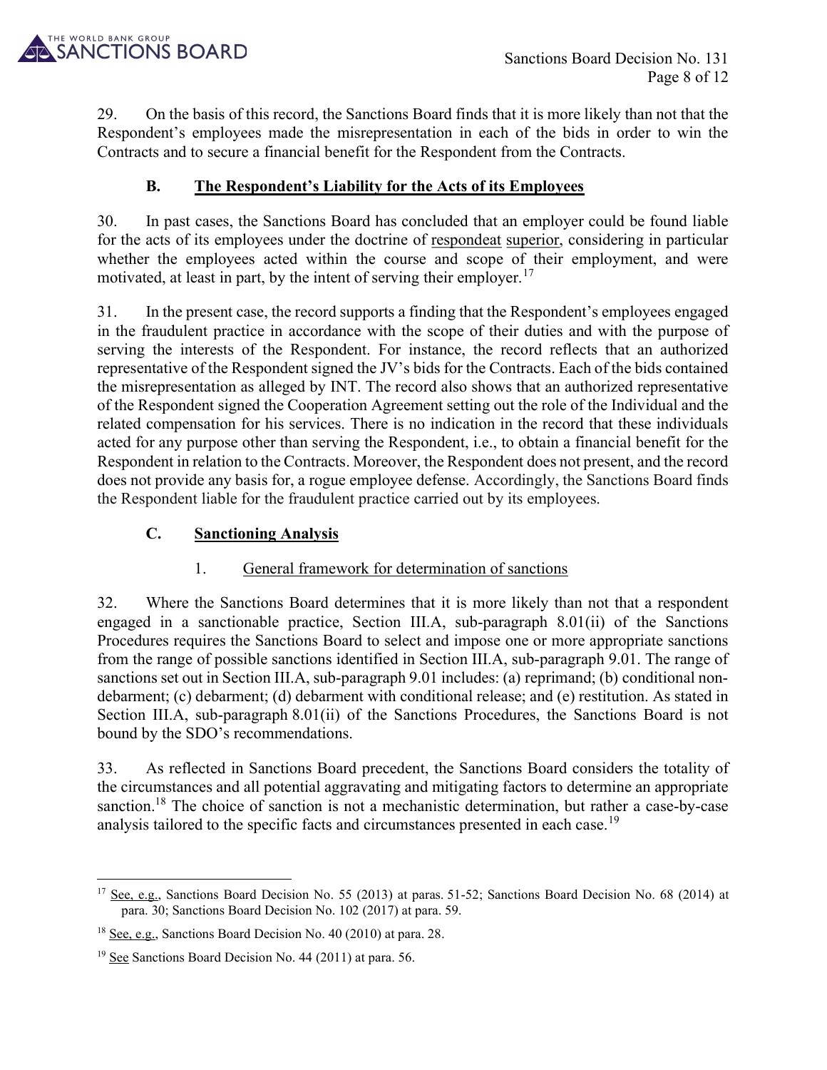29. On the basis of this record, the Sanctions Board finds that it is more likely than not that the Respondent's employees made the misrepresentation in each of the bids in order to win the Contracts and to secure a financial benefit for the Respondent from the Contracts.

### B. The Respondent's Liability for the Acts of its Employees

30. In past cases, the Sanctions Board has concluded that an employer could be found liable for the acts of its employees under the doctrine of respondeat superior, considering in particular whether the employees acted within the course and scope of their employment, and were motivated, at least in part, by the intent of serving their employer.[17]

31. In the present case, the record supports a finding that the Respondent's employees engaged in the fraudulent practice in accordance with the scope of their duties and with the purpose of serving the interests of the Respondent. For instance, the record reflects that an authorized representative of the Respondent signed the JV's bids for the Contracts. Each of the bids contained the misrepresentation as alleged by INT. The record also shows that an authorized representative of the Respondent signed the Cooperation Agreement setting out the role of the Individual and the related compensation for his services. There is no indication in the record that these individuals acted for any purpose other than serving the Respondent, i.e., to obtain a financial benefit for the Respondent in relation to the Contracts. Moreover, the Respondent does not present, and the record does not provide any basis for, a rogue employee defense. Accordingly, the Sanctions Board finds the Respondent liable for the fraudulent practice carried out by its employees.

### C. Sanctioning Analysis

#### 1. General framework for determination of sanctions

32. Where the Sanctions Board determines that it is more likely than not that a respondent engaged in a sanctionable practice, Section III.A, sub-paragraph 8.01(ii) of the Sanctions Procedures requires the Sanctions Board to select and impose one or more appropriate sanctions from the range of possible sanctions identified in Section III.A, sub-paragraph 9.01. The range of sanctions set out in Section III.A, sub-paragraph 9.01 includes: (a) reprimand; (b) conditional non-debarment; (c) debarment; (d) debarment with conditional release; and (e) restitution. As stated in Section III.A, sub-paragraph 8.01(ii) of the Sanctions Procedures, the Sanctions Board is not bound by the SDO's recommendations.

33. As reflected in Sanctions Board precedent, the Sanctions Board considers the totality of the circumstances and all potential aggravating and mitigating factors to determine an appropriate sanction.[18] The choice of sanction is not a mechanistic determination, but rather a case-by-case analysis tailored to the specific facts and circumstances presented in each case.[19]

---

[17] See, e.g., Sanctions Board Decision No. 55 (2013) at paras. 51-52; Sanctions Board Decision No. 68 (2014) at para. 30; Sanctions Board Decision No. 102 (2017) at para. 59.

[18] See, e.g., Sanctions Board Decision No. 40 (2010) at para. 28.

[19] See Sanctions Board Decision No. 44 (2011) at para. 56.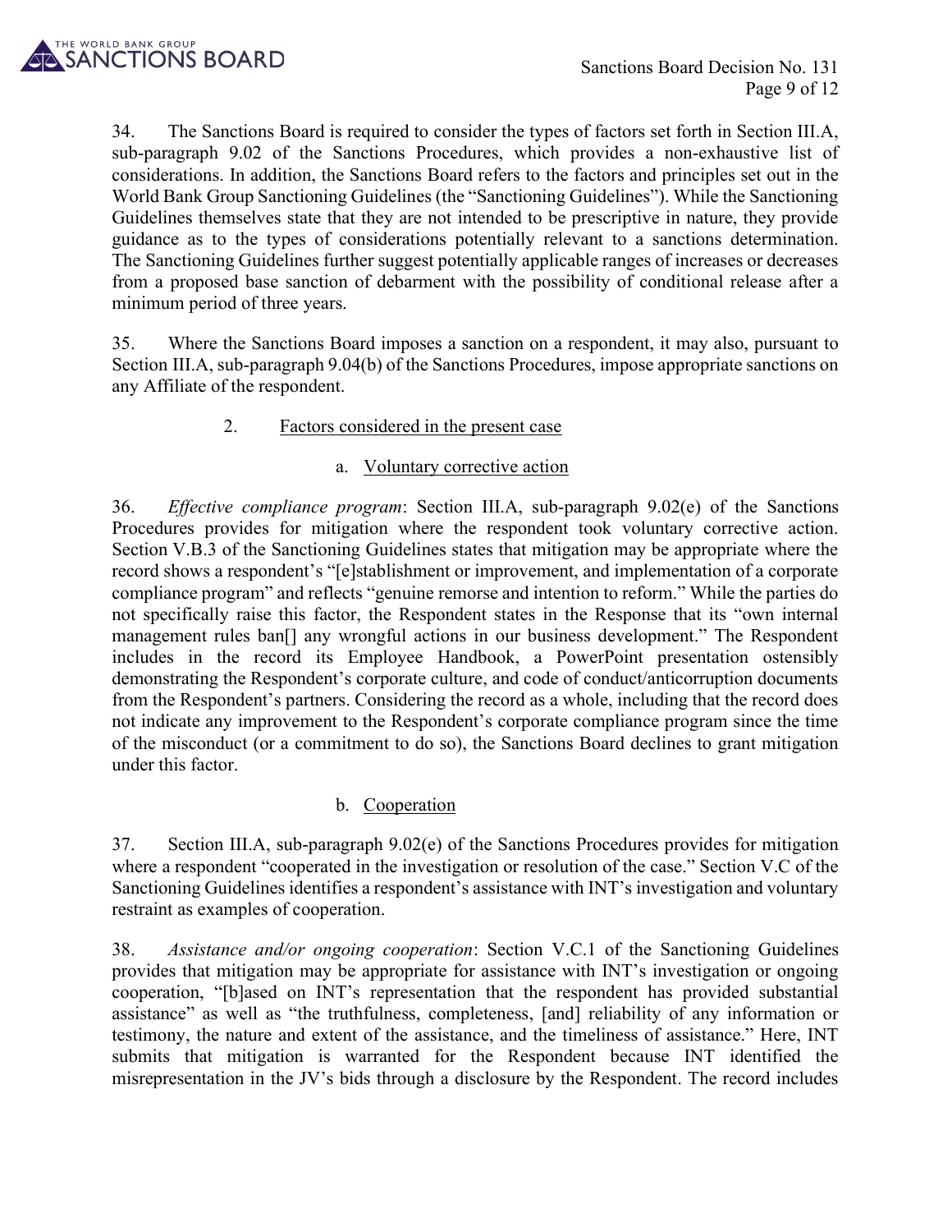34. The Sanctions Board is required to consider the types of factors set forth in Section III.A, sub-paragraph 9.02 of the Sanctions Procedures, which provides a non-exhaustive list of considerations. In addition, the Sanctions Board refers to the factors and principles set out in the World Bank Group Sanctioning Guidelines (the "Sanctioning Guidelines"). While the Sanctioning Guidelines themselves state that they are not intended to be prescriptive in nature, they provide guidance as to the types of considerations potentially relevant to a sanctions determination. The Sanctioning Guidelines further suggest potentially applicable ranges of increases or decreases from a proposed base sanction of debarment with the possibility of conditional release after a minimum period of three years.

35. Where the Sanctions Board imposes a sanction on a respondent, it may also, pursuant to Section III.A, sub-paragraph 9.04(b) of the Sanctions Procedures, impose appropriate sanctions on any Affiliate of the respondent.

### 2. Factors considered in the present case

#### a. Voluntary corrective action

36. *Effective compliance program*: Section III.A, sub-paragraph 9.02(e) of the Sanctions Procedures provides for mitigation where the respondent took voluntary corrective action. Section V.B.3 of the Sanctioning Guidelines states that mitigation may be appropriate where the record shows a respondent's "[e]stablishment or improvement, and implementation of a corporate compliance program" and reflects "genuine remorse and intention to reform." While the parties do not specifically raise this factor, the Respondent states in the Response that its "own internal management rules ban[] any wrongful actions in our business development." The Respondent includes in the record its Employee Handbook, a PowerPoint presentation ostensibly demonstrating the Respondent's corporate culture, and code of conduct/anticorruption documents from the Respondent's partners. Considering the record as a whole, including that the record does not indicate any improvement to the Respondent's corporate compliance program since the time of the misconduct (or a commitment to do so), the Sanctions Board declines to grant mitigation under this factor.

#### b. Cooperation

37. Section III.A, sub-paragraph 9.02(e) of the Sanctions Procedures provides for mitigation where a respondent "cooperated in the investigation or resolution of the case." Section V.C of the Sanctioning Guidelines identifies a respondent's assistance with INT's investigation and voluntary restraint as examples of cooperation.

38. *Assistance and/or ongoing cooperation*: Section V.C.1 of the Sanctioning Guidelines provides that mitigation may be appropriate for assistance with INT's investigation or ongoing cooperation, "[b]ased on INT's representation that the respondent has provided substantial assistance" as well as "the truthfulness, completeness, [and] reliability of any information or testimony, the nature and extent of the assistance, and the timeliness of assistance." Here, INT submits that mitigation is warranted for the Respondent because INT identified the misrepresentation in the JV's bids through a disclosure by the Respondent. The record includes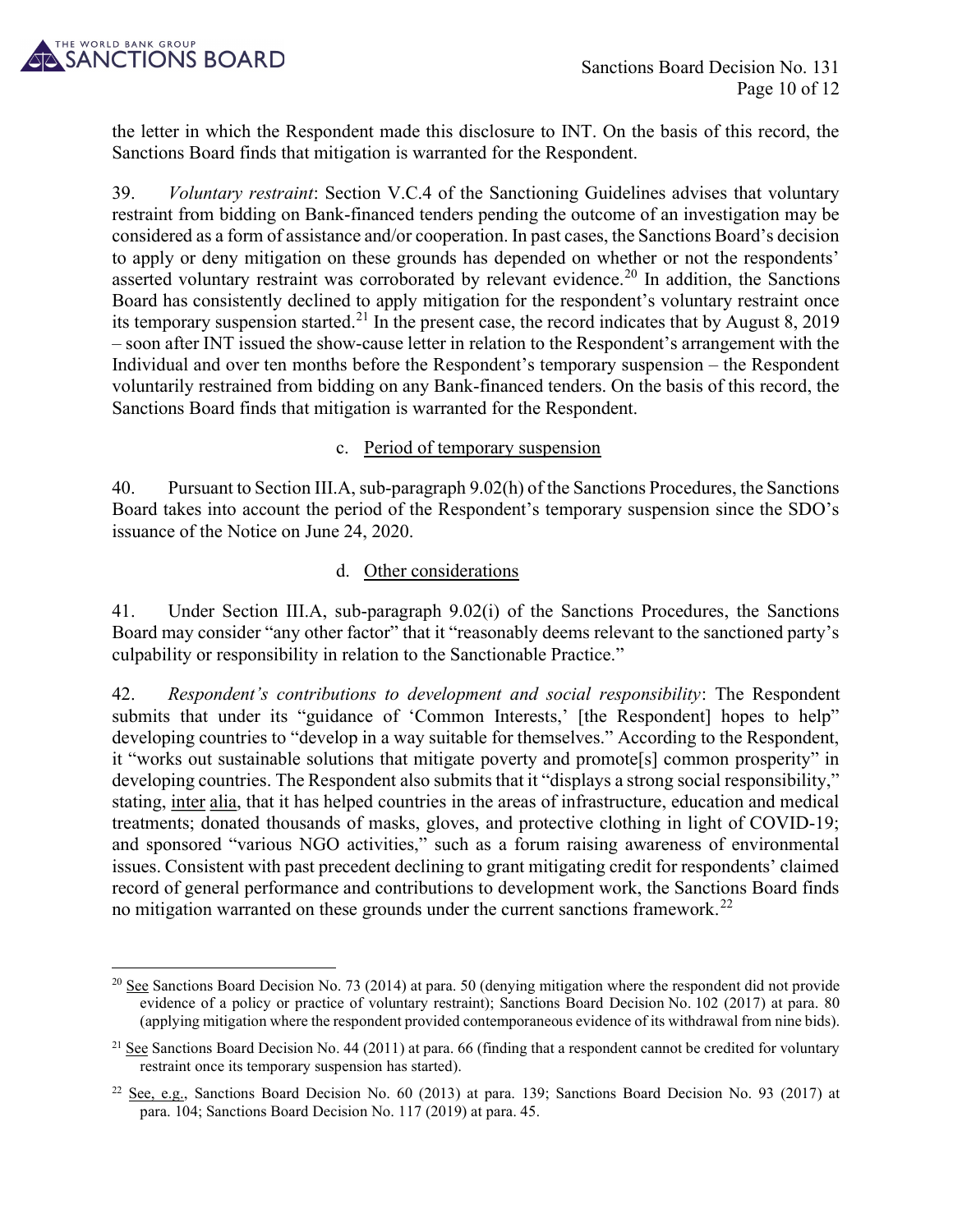the letter in which the Respondent made this disclosure to INT. On the basis of this record, the Sanctions Board finds that mitigation is warranted for the Respondent.

39. *Voluntary restraint*: Section V.C.4 of the Sanctioning Guidelines advises that voluntary restraint from bidding on Bank-financed tenders pending the outcome of an investigation may be considered as a form of assistance and/or cooperation. In past cases, the Sanctions Board's decision to apply or deny mitigation on these grounds has depended on whether or not the respondents' asserted voluntary restraint was corroborated by relevant evidence.[20] In addition, the Sanctions Board has consistently declined to apply mitigation for the respondent's voluntary restraint once its temporary suspension started.[21] In the present case, the record indicates that by August 8, 2019 – soon after INT issued the show-cause letter in relation to the Respondent's arrangement with the Individual and over ten months before the Respondent's temporary suspension – the Respondent voluntarily restrained from bidding on any Bank-financed tenders. On the basis of this record, the Sanctions Board finds that mitigation is warranted for the Respondent.

### c. Period of temporary suspension

40. Pursuant to Section III.A, sub-paragraph 9.02(h) of the Sanctions Procedures, the Sanctions Board takes into account the period of the Respondent's temporary suspension since the SDO's issuance of the Notice on June 24, 2020.

### d. Other considerations

41. Under Section III.A, sub-paragraph 9.02(i) of the Sanctions Procedures, the Sanctions Board may consider "any other factor" that it "reasonably deems relevant to the sanctioned party's culpability or responsibility in relation to the Sanctionable Practice."

42. *Respondent's contributions to development and social responsibility*: The Respondent submits that under its "guidance of 'Common Interests,' [the Respondent] hopes to help" developing countries to "develop in a way suitable for themselves." According to the Respondent, it "works out sustainable solutions that mitigate poverty and promote[s] common prosperity" in developing countries. The Respondent also submits that it "displays a strong social responsibility," stating, inter alia, that it has helped countries in the areas of infrastructure, education and medical treatments; donated thousands of masks, gloves, and protective clothing in light of COVID-19; and sponsored "various NGO activities," such as a forum raising awareness of environmental issues. Consistent with past precedent declining to grant mitigating credit for respondents' claimed record of general performance and contributions to development work, the Sanctions Board finds no mitigation warranted on these grounds under the current sanctions framework.[22]

---

[20] See Sanctions Board Decision No. 73 (2014) at para. 50 (denying mitigation where the respondent did not provide evidence of a policy or practice of voluntary restraint); Sanctions Board Decision No. 102 (2017) at para. 80 (applying mitigation where the respondent provided contemporaneous evidence of its withdrawal from nine bids).

[21] See Sanctions Board Decision No. 44 (2011) at para. 66 (finding that a respondent cannot be credited for voluntary restraint once its temporary suspension has started).

[22] See, e.g., Sanctions Board Decision No. 60 (2013) at para. 139; Sanctions Board Decision No. 93 (2017) at para. 104; Sanctions Board Decision No. 117 (2019) at para. 45.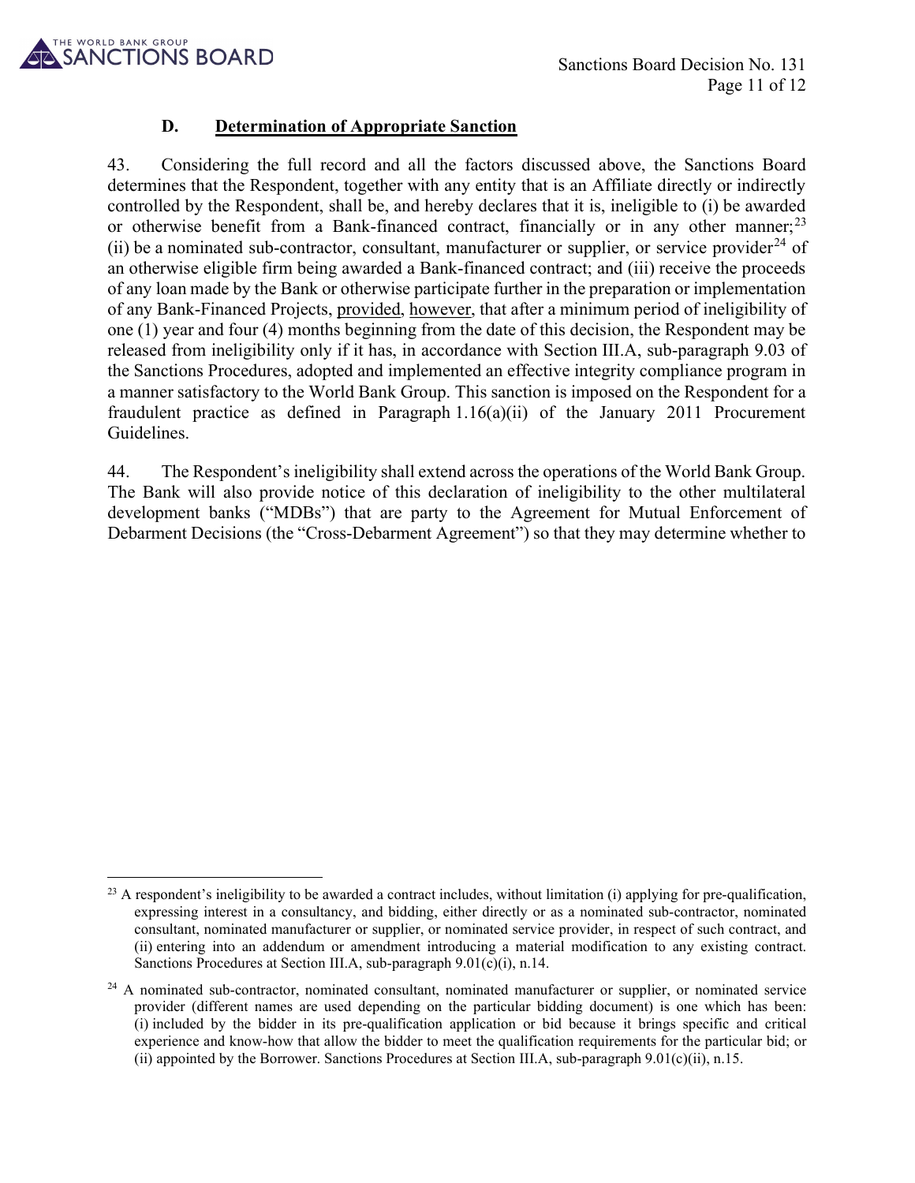### D. Determination of Appropriate Sanction

43. Considering the full record and all the factors discussed above, the Sanctions Board determines that the Respondent, together with any entity that is an Affiliate directly or indirectly controlled by the Respondent, shall be, and hereby declares that it is, ineligible to (i) be awarded or otherwise benefit from a Bank-financed contract, financially or in any other manner;[23] (ii) be a nominated sub-contractor, consultant, manufacturer or supplier, or service provider[24] of an otherwise eligible firm being awarded a Bank-financed contract; and (iii) receive the proceeds of any loan made by the Bank or otherwise participate further in the preparation or implementation of any Bank-Financed Projects, provided, however, that after a minimum period of ineligibility of one (1) year and four (4) months beginning from the date of this decision, the Respondent may be released from ineligibility only if it has, in accordance with Section III.A, sub-paragraph 9.03 of the Sanctions Procedures, adopted and implemented an effective integrity compliance program in a manner satisfactory to the World Bank Group. This sanction is imposed on the Respondent for a fraudulent practice as defined in Paragraph 1.16(a)(ii) of the January 2011 Procurement Guidelines.

44. The Respondent's ineligibility shall extend across the operations of the World Bank Group. The Bank will also provide notice of this declaration of ineligibility to the other multilateral development banks ("MDBs") that are party to the Agreement for Mutual Enforcement of Debarment Decisions (the "Cross-Debarment Agreement") so that they may determine whether to

---

[23] A respondent's ineligibility to be awarded a contract includes, without limitation (i) applying for pre-qualification, expressing interest in a consultancy, and bidding, either directly or as a nominated sub-contractor, nominated consultant, nominated manufacturer or supplier, or nominated service provider, in respect of such contract, and (ii) entering into an addendum or amendment introducing a material modification to any existing contract. Sanctions Procedures at Section III.A, sub-paragraph 9.01(c)(i), n.14.

[24] A nominated sub-contractor, nominated consultant, nominated manufacturer or supplier, or nominated service provider (different names are used depending on the particular bidding document) is one which has been: (i) included by the bidder in its pre-qualification application or bid because it brings specific and critical experience and know-how that allow the bidder to meet the qualification requirements for the particular bid; or (ii) appointed by the Borrower. Sanctions Procedures at Section III.A, sub-paragraph 9.01(c)(ii), n.15.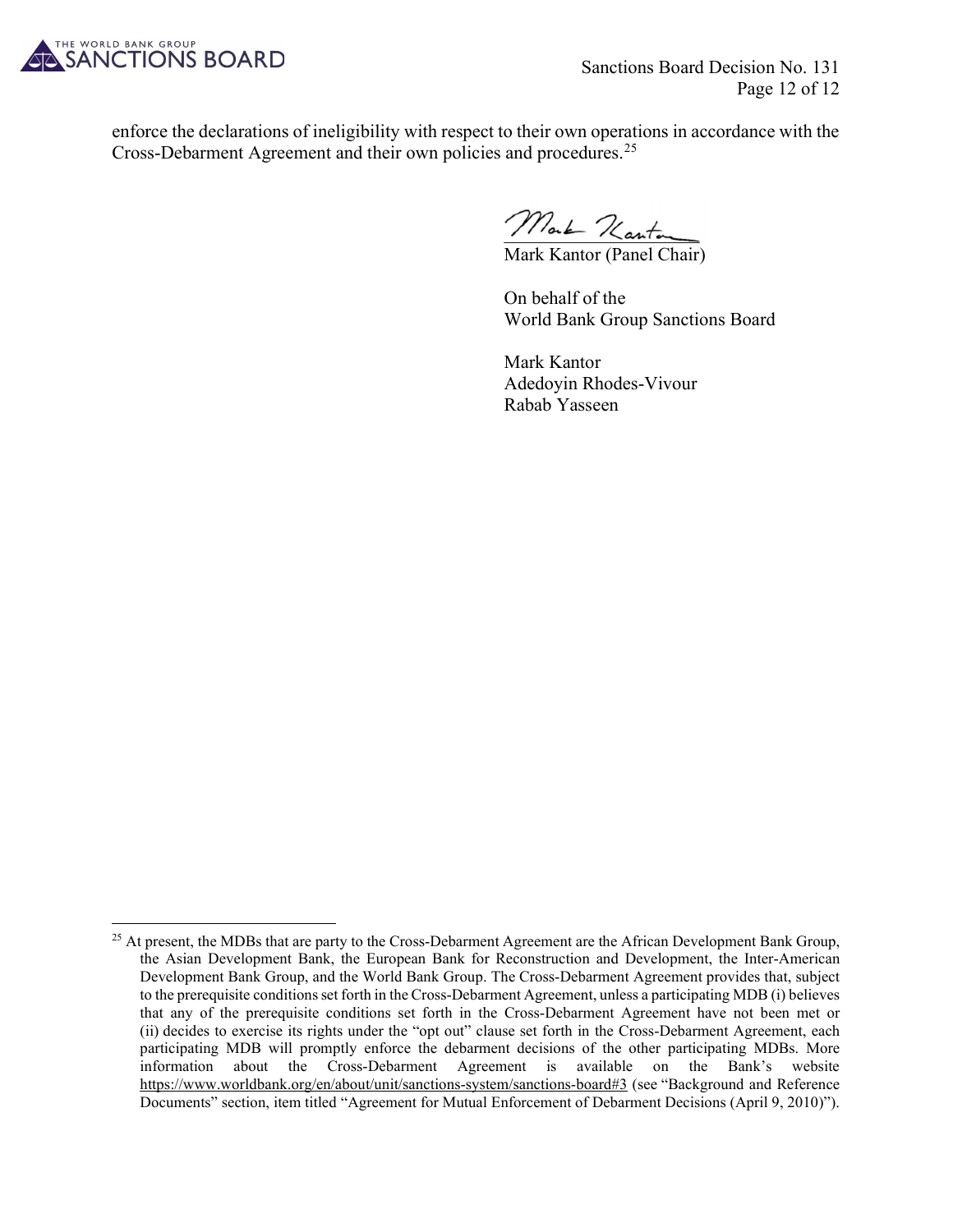enforce the declarations of ineligibility with respect to their own operations in accordance with the Cross-Debarment Agreement and their own policies and procedures.[25]

Mark Kantor (Panel Chair)

On behalf of the
World Bank Group Sanctions Board

Mark Kantor
Adedoyin Rhodes-Vivour
Rabab Yasseen

[25] At present, the MDBs that are party to the Cross-Debarment Agreement are the African Development Bank Group, the Asian Development Bank, the European Bank for Reconstruction and Development, the Inter-American Development Bank Group, and the World Bank Group. The Cross-Debarment Agreement provides that, subject to the prerequisite conditions set forth in the Cross-Debarment Agreement, unless a participating MDB (i) believes that any of the prerequisite conditions set forth in the Cross-Debarment Agreement have not been met or (ii) decides to exercise its rights under the "opt out" clause set forth in the Cross-Debarment Agreement, each participating MDB will promptly enforce the debarment decisions of the other participating MDBs. More information about the Cross-Debarment Agreement is available on the Bank's website https://www.worldbank.org/en/about/unit/sanctions-system/sanctions-board#3 (see "Background and Reference Documents" section, item titled "Agreement for Mutual Enforcement of Debarment Decisions (April 9, 2010)").